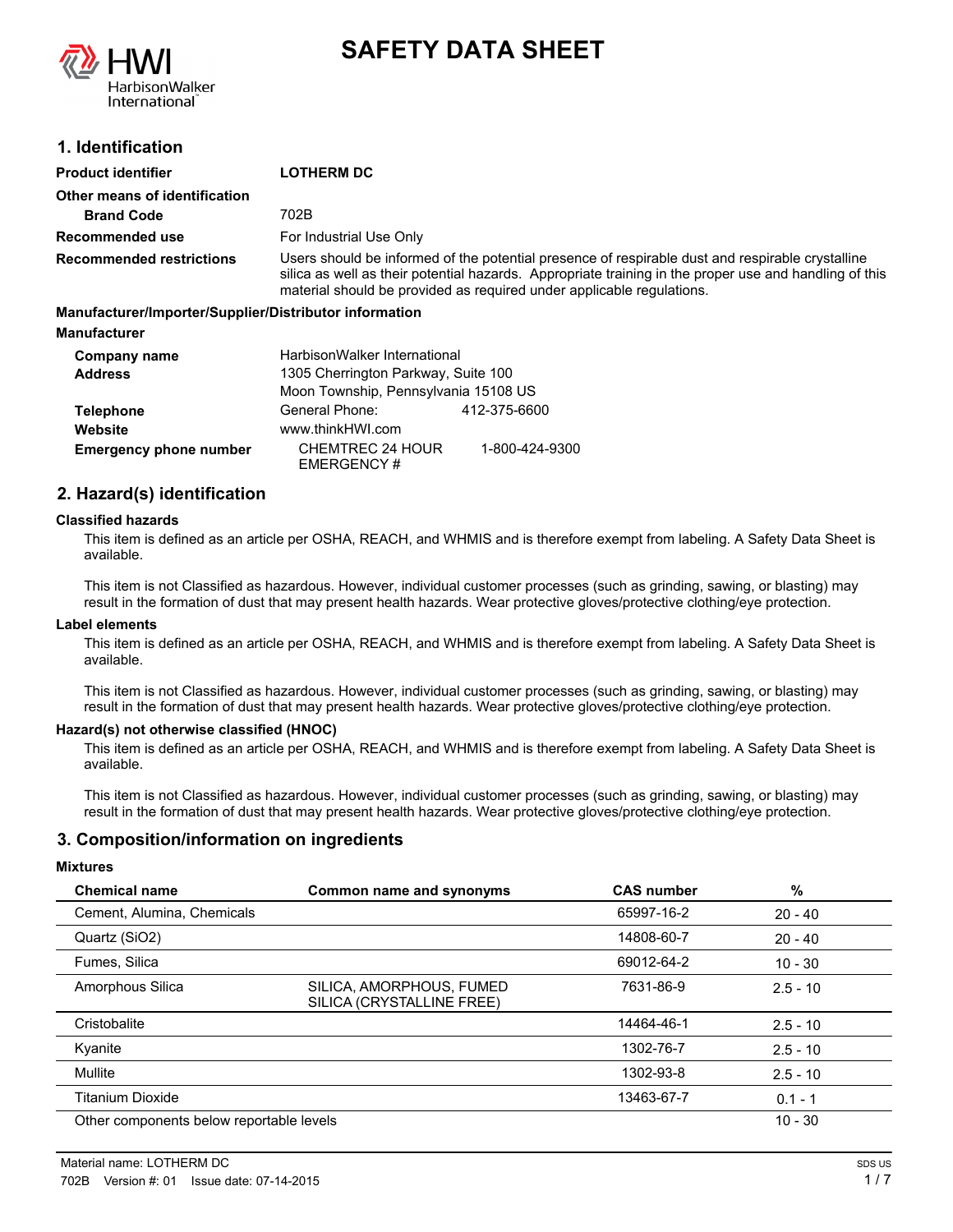# SAFETY DATA SHEET

## 1. Identification

| | |
|---|---|
| **Product identifier** | **LOTHERM DC** |
| **Other means of identification** | |
| **Brand Code** | 702B |
| **Recommended use** | For Industrial Use Only |
| **Recommended restrictions** | Users should be informed of the potential presence of respirable dust and respirable crystalline silica as well as their potential hazards. Appropriate training in the proper use and handling of this material should be provided as required under applicable regulations. |

**Manufacturer/Importer/Supplier/Distributor information**

**Manufacturer**

| | | |
|---|---|---|
| **Company name** | HarbisonWalker International | |
| **Address** | 1305 Cherrington Parkway, Suite 100 | |
| | Moon Township, Pennsylvania 15108 US | |
| **Telephone** | General Phone: | 412-375-6600 |
| **Website** | www.thinkHWI.com | |
| **Emergency phone number** | CHEMTREC 24 HOUR EMERGENCY # | 1-800-424-9300 |

## 2. Hazard(s) identification

**Classified hazards**

This item is defined as an article per OSHA, REACH, and WHMIS and is therefore exempt from labeling. A Safety Data Sheet is available.

This item is not Classified as hazardous. However, individual customer processes (such as grinding, sawing, or blasting) may result in the formation of dust that may present health hazards. Wear protective gloves/protective clothing/eye protection.

**Label elements**

This item is defined as an article per OSHA, REACH, and WHMIS and is therefore exempt from labeling. A Safety Data Sheet is available.

This item is not Classified as hazardous. However, individual customer processes (such as grinding, sawing, or blasting) may result in the formation of dust that may present health hazards. Wear protective gloves/protective clothing/eye protection.

**Hazard(s) not otherwise classified (HNOC)**

This item is defined as an article per OSHA, REACH, and WHMIS and is therefore exempt from labeling. A Safety Data Sheet is available.

This item is not Classified as hazardous. However, individual customer processes (such as grinding, sawing, or blasting) may result in the formation of dust that may present health hazards. Wear protective gloves/protective clothing/eye protection.

## 3. Composition/information on ingredients

**Mixtures**

| Chemical name | Common name and synonyms | CAS number | % |
|---|---|---|---|
| Cement, Alumina, Chemicals | | 65997-16-2 | 20 - 40 |
| Quartz (SiO2) | | 14808-60-7 | 20 - 40 |
| Fumes, Silica | | 69012-64-2 | 10 - 30 |
| Amorphous Silica | SILICA, AMORPHOUS, FUMED SILICA (CRYSTALLINE FREE) | 7631-86-9 | 2.5 - 10 |
| Cristobalite | | 14464-46-1 | 2.5 - 10 |
| Kyanite | | 1302-76-7 | 2.5 - 10 |
| Mullite | | 1302-93-8 | 2.5 - 10 |
| Titanium Dioxide | | 13463-67-7 | 0.1 - 1 |
| Other components below reportable levels | | | 10 - 30 |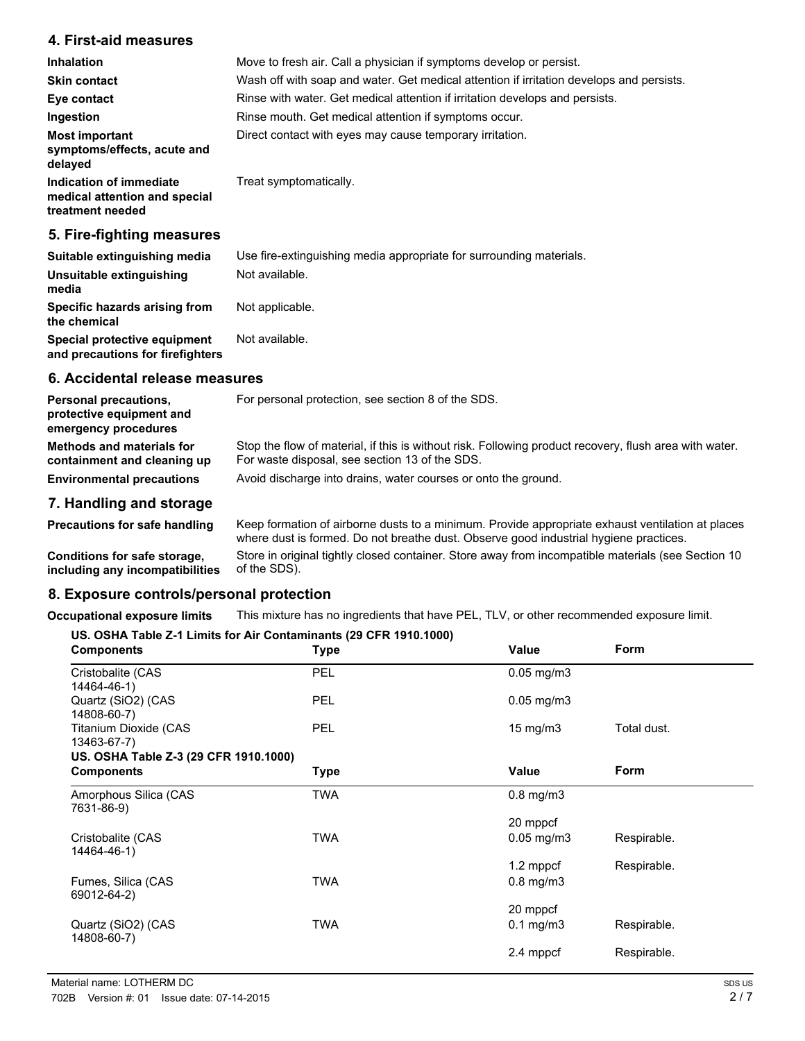## 4. First-aid measures

| | |
|---|---|
| **Inhalation** | Move to fresh air. Call a physician if symptoms develop or persist. |
| **Skin contact** | Wash off with soap and water. Get medical attention if irritation develops and persists. |
| **Eye contact** | Rinse with water. Get medical attention if irritation develops and persists. |
| **Ingestion** | Rinse mouth. Get medical attention if symptoms occur. |
| **Most important symptoms/effects, acute and delayed** | Direct contact with eyes may cause temporary irritation. |
| **Indication of immediate medical attention and special treatment needed** | Treat symptomatically. |

## 5. Fire-fighting measures

| | |
|---|---|
| **Suitable extinguishing media** | Use fire-extinguishing media appropriate for surrounding materials. |
| **Unsuitable extinguishing media** | Not available. |
| **Specific hazards arising from the chemical** | Not applicable. |
| **Special protective equipment and precautions for firefighters** | Not available. |

## 6. Accidental release measures

| | |
|---|---|
| **Personal precautions, protective equipment and emergency procedures** | For personal protection, see section 8 of the SDS. |
| **Methods and materials for containment and cleaning up** | Stop the flow of material, if this is without risk. Following product recovery, flush area with water. For waste disposal, see section 13 of the SDS. |
| **Environmental precautions** | Avoid discharge into drains, water courses or onto the ground. |

## 7. Handling and storage

| | |
|---|---|
| **Precautions for safe handling** | Keep formation of airborne dusts to a minimum. Provide appropriate exhaust ventilation at places where dust is formed. Do not breathe dust. Observe good industrial hygiene practices. |
| **Conditions for safe storage, including any incompatibilities** | Store in original tightly closed container. Store away from incompatible materials (see Section 10 of the SDS). |

## 8. Exposure controls/personal protection

**Occupational exposure limits** This mixture has no ingredients that have PEL, TLV, or other recommended exposure limit.

**US. OSHA Table Z-1 Limits for Air Contaminants (29 CFR 1910.1000)**

| Components | Type | Value | Form |
|---|---|---|---|
| Cristobalite (CAS 14464-46-1) | PEL | 0.05 mg/m3 | |
| Quartz (SiO2) (CAS 14808-60-7) | PEL | 0.05 mg/m3 | |
| Titanium Dioxide (CAS 13463-67-7) | PEL | 15 mg/m3 | Total dust. |

**US. OSHA Table Z-3 (29 CFR 1910.1000)**

| Components | Type | Value | Form |
|---|---|---|---|
| Amorphous Silica (CAS 7631-86-9) | TWA | 0.8 mg/m3 | |
| | | 20 mppcf | |
| Cristobalite (CAS 14464-46-1) | TWA | 0.05 mg/m3 | Respirable. |
| | | 1.2 mppcf | Respirable. |
| Fumes, Silica (CAS 69012-64-2) | TWA | 0.8 mg/m3 | |
| | | 20 mppcf | |
| Quartz (SiO2) (CAS 14808-60-7) | TWA | 0.1 mg/m3 | Respirable. |
| | | 2.4 mppcf | Respirable. |

Material name: LOTHERM DC

702B Version #: 01 Issue date: 07-14-2015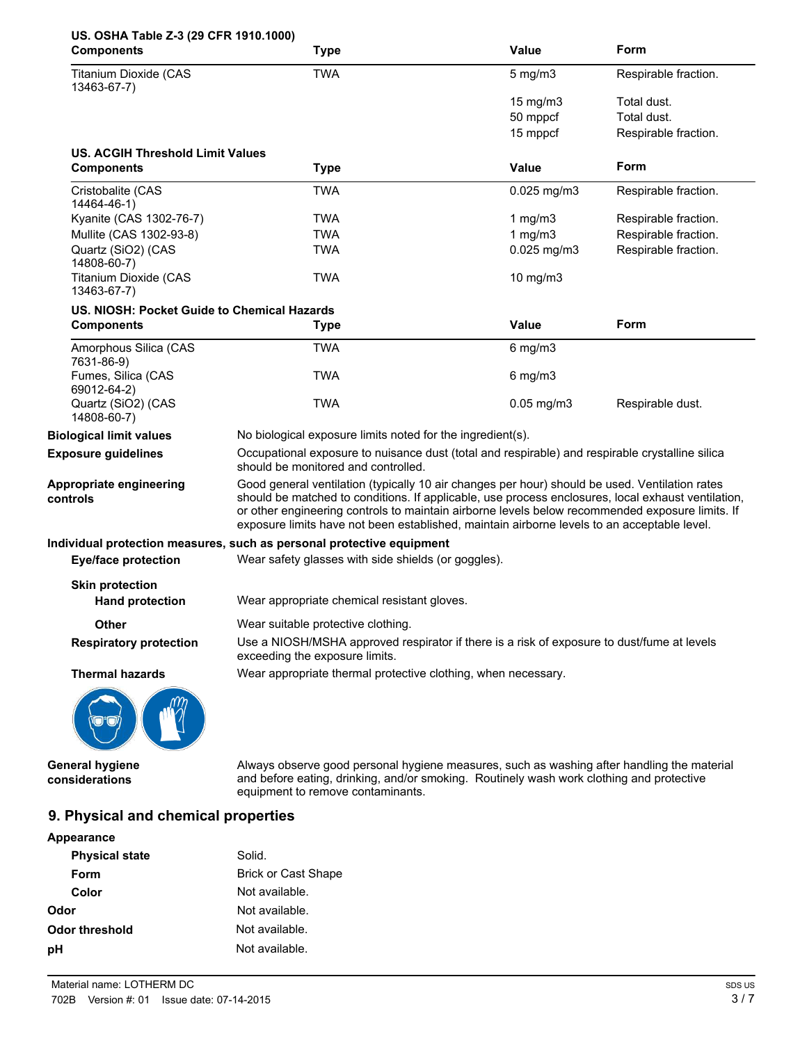**US. OSHA Table Z-3 (29 CFR 1910.1000)**

| Components | Type | Value | Form |
|---|---|---|---|
| Titanium Dioxide (CAS 13463-67-7) | TWA | 5 mg/m3 | Respirable fraction. |
| | | 15 mg/m3 | Total dust. |
| | | 50 mppcf | Total dust. |
| | | 15 mppcf | Respirable fraction. |

**US. ACGIH Threshold Limit Values**

| Components | Type | Value | Form |
|---|---|---|---|
| Cristobalite (CAS 14464-46-1) | TWA | 0.025 mg/m3 | Respirable fraction. |
| Kyanite (CAS 1302-76-7) | TWA | 1 mg/m3 | Respirable fraction. |
| Mullite (CAS 1302-93-8) | TWA | 1 mg/m3 | Respirable fraction. |
| Quartz (SiO2) (CAS 14808-60-7) | TWA | 0.025 mg/m3 | Respirable fraction. |
| Titanium Dioxide (CAS 13463-67-7) | TWA | 10 mg/m3 | |

**US. NIOSH: Pocket Guide to Chemical Hazards**

| Components | Type | Value | Form |
|---|---|---|---|
| Amorphous Silica (CAS 7631-86-9) | TWA | 6 mg/m3 | |
| Fumes, Silica (CAS 69012-64-2) | TWA | 6 mg/m3 | |
| Quartz (SiO2) (CAS 14808-60-7) | TWA | 0.05 mg/m3 | Respirable dust. |

**Biological limit values** No biological exposure limits noted for the ingredient(s).

**Exposure guidelines** Occupational exposure to nuisance dust (total and respirable) and respirable crystalline silica should be monitored and controlled.

**Appropriate engineering controls** Good general ventilation (typically 10 air changes per hour) should be used. Ventilation rates should be matched to conditions. If applicable, use process enclosures, local exhaust ventilation, or other engineering controls to maintain airborne levels below recommended exposure limits. If exposure limits have not been established, maintain airborne levels to an acceptable level.

**Individual protection measures, such as personal protective equipment**

**Eye/face protection** Wear safety glasses with side shields (or goggles).

**Skin protection**

**Hand protection** Wear appropriate chemical resistant gloves.

**Other** Wear suitable protective clothing.

**Respiratory protection** Use a NIOSH/MSHA approved respirator if there is a risk of exposure to dust/fume at levels exceeding the exposure limits.

**Thermal hazards** Wear appropriate thermal protective clothing, when necessary.

**General hygiene considerations** Always observe good personal hygiene measures, such as washing after handling the material and before eating, drinking, and/or smoking. Routinely wash work clothing and protective equipment to remove contaminants.

## 9. Physical and chemical properties

**Appearance**

**Physical state** Solid.

**Form** Brick or Cast Shape

**Color** Not available.

**Odor** Not available.

**Odor threshold** Not available.

**pH** Not available.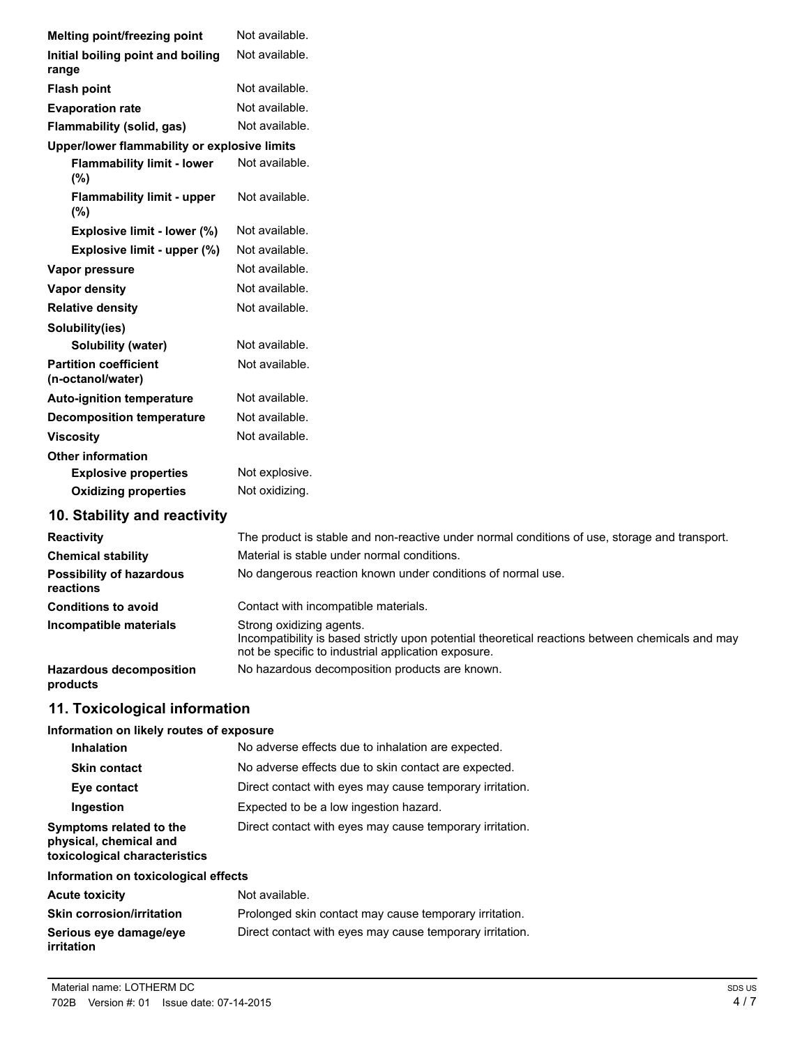| | |
|---|---|
| **Melting point/freezing point** | Not available. |
| **Initial boiling point and boiling range** | Not available. |
| **Flash point** | Not available. |
| **Evaporation rate** | Not available. |
| **Flammability (solid, gas)** | Not available. |
| **Upper/lower flammability or explosive limits** | |
| **Flammability limit - lower (%)** | Not available. |
| **Flammability limit - upper (%)** | Not available. |
| **Explosive limit - lower (%)** | Not available. |
| **Explosive limit - upper (%)** | Not available. |
| **Vapor pressure** | Not available. |
| **Vapor density** | Not available. |
| **Relative density** | Not available. |
| **Solubility(ies)** | |
| **Solubility (water)** | Not available. |
| **Partition coefficient (n-octanol/water)** | Not available. |
| **Auto-ignition temperature** | Not available. |
| **Decomposition temperature** | Not available. |
| **Viscosity** | Not available. |
| **Other information** | |
| **Explosive properties** | Not explosive. |
| **Oxidizing properties** | Not oxidizing. |

## 10. Stability and reactivity

| | |
|---|---|
| **Reactivity** | The product is stable and non-reactive under normal conditions of use, storage and transport. |
| **Chemical stability** | Material is stable under normal conditions. |
| **Possibility of hazardous reactions** | No dangerous reaction known under conditions of normal use. |
| **Conditions to avoid** | Contact with incompatible materials. |
| **Incompatible materials** | Strong oxidizing agents. Incompatibility is based strictly upon potential theoretical reactions between chemicals and may not be specific to industrial application exposure. |
| **Hazardous decomposition products** | No hazardous decomposition products are known. |

## 11. Toxicological information

**Information on likely routes of exposure**

| | |
|---|---|
| **Inhalation** | No adverse effects due to inhalation are expected. |
| **Skin contact** | No adverse effects due to skin contact are expected. |
| **Eye contact** | Direct contact with eyes may cause temporary irritation. |
| **Ingestion** | Expected to be a low ingestion hazard. |
| **Symptoms related to the physical, chemical and toxicological characteristics** | Direct contact with eyes may cause temporary irritation. |

**Information on toxicological effects**

| | |
|---|---|
| **Acute toxicity** | Not available. |
| **Skin corrosion/irritation** | Prolonged skin contact may cause temporary irritation. |
| **Serious eye damage/eye irritation** | Direct contact with eyes may cause temporary irritation. |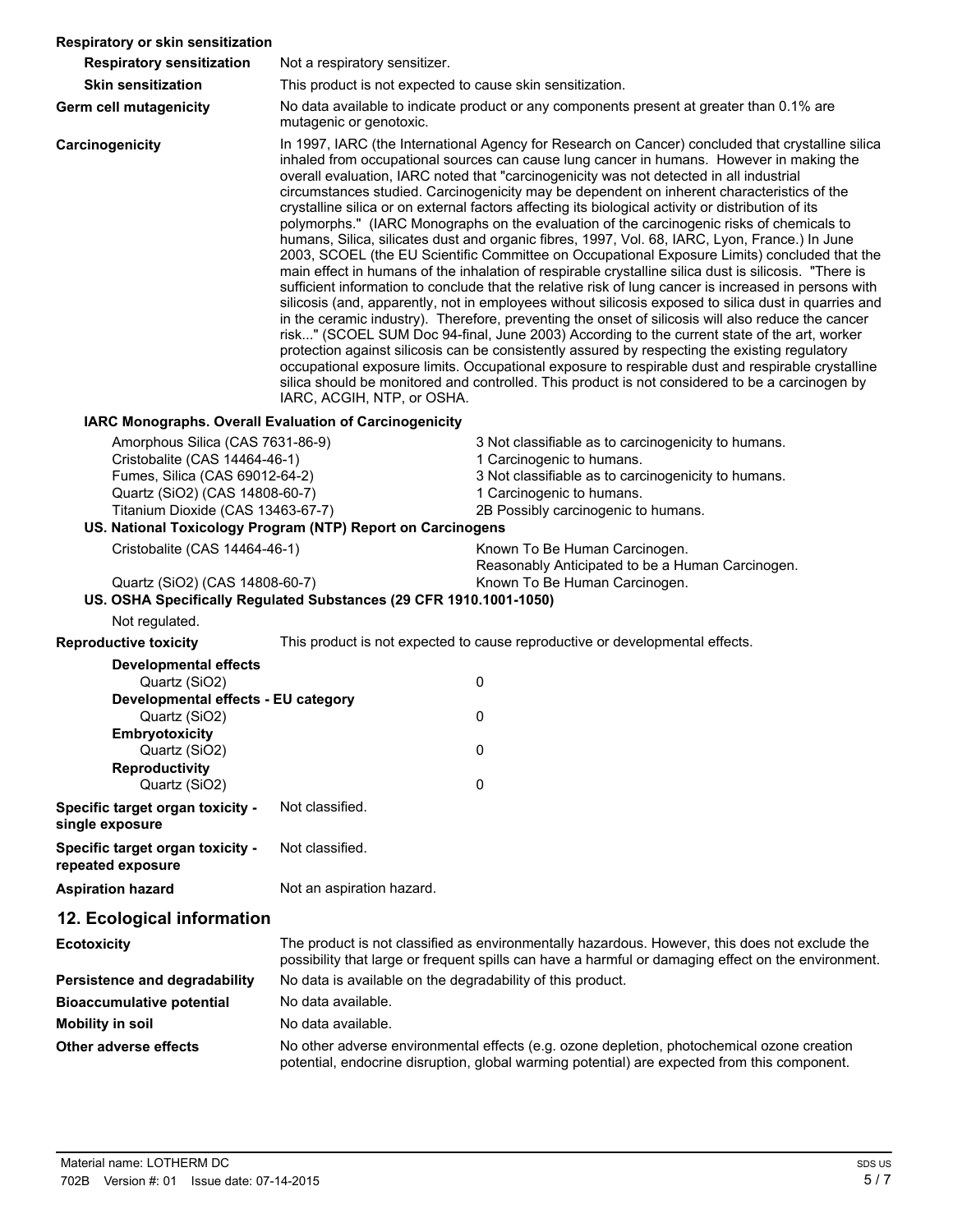**Respiratory or skin sensitization**

| | |
|---|---|
| **Respiratory sensitization** | Not a respiratory sensitizer. |
| **Skin sensitization** | This product is not expected to cause skin sensitization. |
| **Germ cell mutagenicity** | No data available to indicate product or any components present at greater than 0.1% are mutagenic or genotoxic. |
| **Carcinogenicity** | In 1997, IARC (the International Agency for Research on Cancer) concluded that crystalline silica inhaled from occupational sources can cause lung cancer in humans. However in making the overall evaluation, IARC noted that "carcinogenicity was not detected in all industrial circumstances studied. Carcinogenicity may be dependent on inherent characteristics of the crystalline silica or on external factors affecting its biological activity or distribution of its polymorphs." (IARC Monographs on the evaluation of the carcinogenic risks of chemicals to humans, Silica, silicates dust and organic fibres, 1997, Vol. 68, IARC, Lyon, France.) In June 2003, SCOEL (the EU Scientific Committee on Occupational Exposure Limits) concluded that the main effect in humans of the inhalation of respirable crystalline silica dust is silicosis. "There is sufficient information to conclude that the relative risk of lung cancer is increased in persons with silicosis (and, apparently, not in employees without silicosis exposed to silica dust in quarries and in the ceramic industry). Therefore, preventing the onset of silicosis will also reduce the cancer risk..." (SCOEL SUM Doc 94-final, June 2003) According to the current state of the art, worker protection against silicosis can be consistently assured by respecting the existing regulatory occupational exposure limits. Occupational exposure to respirable dust and respirable crystalline silica should be monitored and controlled. This product is not considered to be a carcinogen by IARC, ACGIH, NTP, or OSHA. |

**IARC Monographs. Overall Evaluation of Carcinogenicity**

| | |
|---|---|
| Amorphous Silica (CAS 7631-86-9) | 3 Not classifiable as to carcinogenicity to humans. |
| Cristobalite (CAS 14464-46-1) | 1 Carcinogenic to humans. |
| Fumes, Silica (CAS 69012-64-2) | 3 Not classifiable as to carcinogenicity to humans. |
| Quartz (SiO2) (CAS 14808-60-7) | 1 Carcinogenic to humans. |
| Titanium Dioxide (CAS 13463-67-7) | 2B Possibly carcinogenic to humans. |

**US. National Toxicology Program (NTP) Report on Carcinogens**

| | |
|---|---|
| Cristobalite (CAS 14464-46-1) | Known To Be Human Carcinogen.<br>Reasonably Anticipated to be a Human Carcinogen. |
| Quartz (SiO2) (CAS 14808-60-7) | Known To Be Human Carcinogen. |

**US. OSHA Specifically Regulated Substances (29 CFR 1910.1001-1050)**

Not regulated.

**Reproductive toxicity** This product is not expected to cause reproductive or developmental effects.

| | |
|---|---|
| **Developmental effects** | |
| Quartz (SiO2) | 0 |
| **Developmental effects - EU category** | |
| Quartz (SiO2) | 0 |
| **Embryotoxicity** | |
| Quartz (SiO2) | 0 |
| **Reproductivity** | |
| Quartz (SiO2) | 0 |

| | |
|---|---|
| **Specific target organ toxicity - single exposure** | Not classified. |
| **Specific target organ toxicity - repeated exposure** | Not classified. |
| **Aspiration hazard** | Not an aspiration hazard. |

## 12. Ecological information

| | |
|---|---|
| **Ecotoxicity** | The product is not classified as environmentally hazardous. However, this does not exclude the possibility that large or frequent spills can have a harmful or damaging effect on the environment. |
| **Persistence and degradability** | No data is available on the degradability of this product. |
| **Bioaccumulative potential** | No data available. |
| **Mobility in soil** | No data available. |
| **Other adverse effects** | No other adverse environmental effects (e.g. ozone depletion, photochemical ozone creation potential, endocrine disruption, global warming potential) are expected from this component. |

Material name: LOTHERM DC
702B Version #: 01 Issue date: 07-14-2015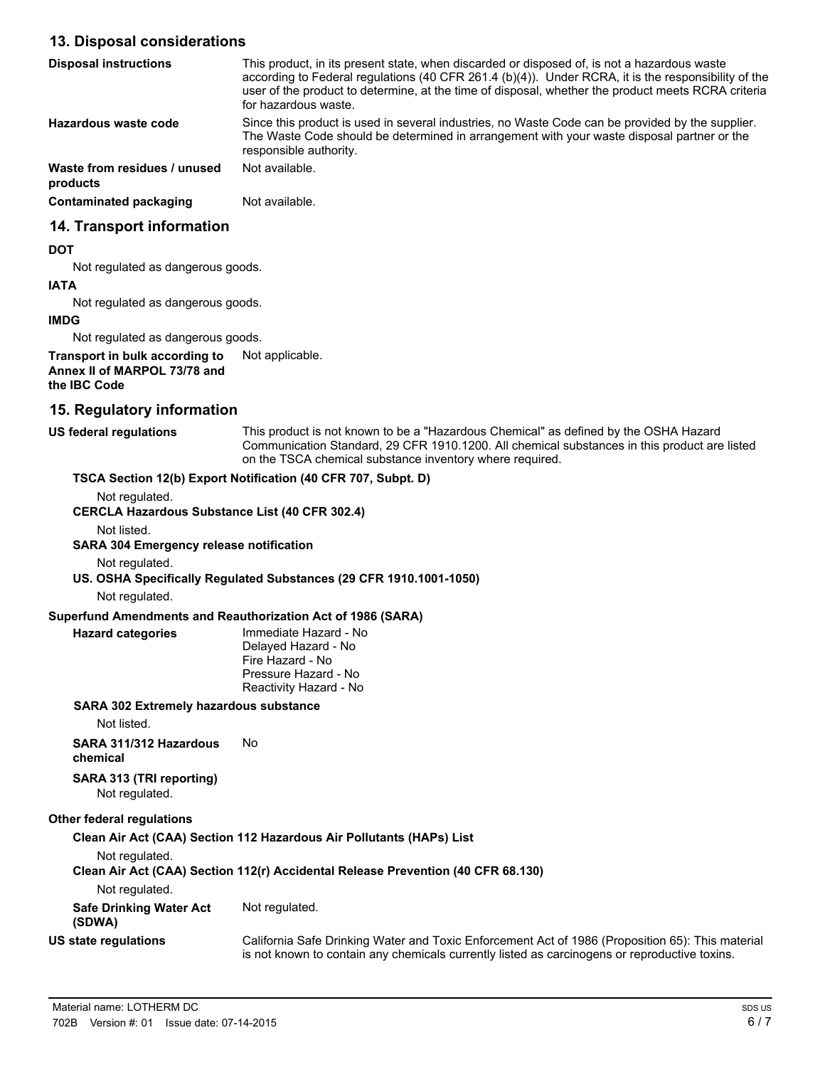## 13. Disposal considerations

**Disposal instructions**
This product, in its present state, when discarded or disposed of, is not a hazardous waste according to Federal regulations (40 CFR 261.4 (b)(4)). Under RCRA, it is the responsibility of the user of the product to determine, at the time of disposal, whether the product meets RCRA criteria for hazardous waste.

**Hazardous waste code**
Since this product is used in several industries, no Waste Code can be provided by the supplier. The Waste Code should be determined in arrangement with your waste disposal partner or the responsible authority.

**Waste from residues / unused products**
Not available.

**Contaminated packaging**
Not available.

## 14. Transport information

**DOT**

Not regulated as dangerous goods.

**IATA**

Not regulated as dangerous goods.

**IMDG**

Not regulated as dangerous goods.

**Transport in bulk according to Annex II of MARPOL 73/78 and the IBC Code**
Not applicable.

## 15. Regulatory information

**US federal regulations**
This product is not known to be a "Hazardous Chemical" as defined by the OSHA Hazard Communication Standard, 29 CFR 1910.1200. All chemical substances in this product are listed on the TSCA chemical substance inventory where required.

**TSCA Section 12(b) Export Notification (40 CFR 707, Subpt. D)**

Not regulated.

**CERCLA Hazardous Substance List (40 CFR 302.4)**

Not listed.

**SARA 304 Emergency release notification**

Not regulated.

**US. OSHA Specifically Regulated Substances (29 CFR 1910.1001-1050)**

Not regulated.

**Superfund Amendments and Reauthorization Act of 1986 (SARA)**

**Hazard categories**
Immediate Hazard - No
Delayed Hazard - No
Fire Hazard - No
Pressure Hazard - No
Reactivity Hazard - No

**SARA 302 Extremely hazardous substance**

Not listed.

**SARA 311/312 Hazardous chemical**
No

**SARA 313 (TRI reporting)**

Not regulated.

**Other federal regulations**

**Clean Air Act (CAA) Section 112 Hazardous Air Pollutants (HAPs) List**

Not regulated.

**Clean Air Act (CAA) Section 112(r) Accidental Release Prevention (40 CFR 68.130)**

Not regulated.

**Safe Drinking Water Act (SDWA)**
Not regulated.

**US state regulations**
California Safe Drinking Water and Toxic Enforcement Act of 1986 (Proposition 65): This material is not known to contain any chemicals currently listed as carcinogens or reproductive toxins.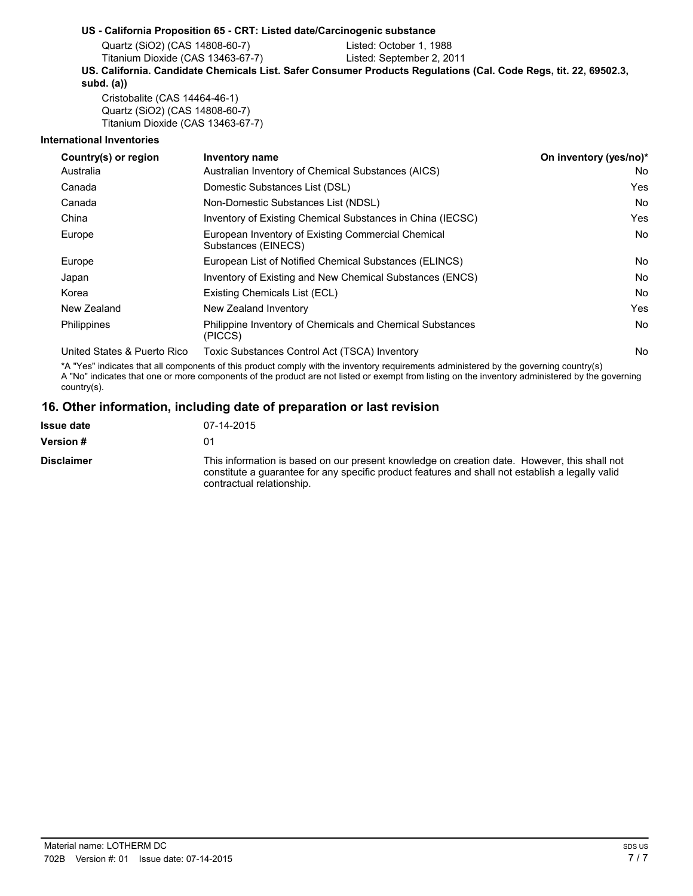**US - California Proposition 65 - CRT: Listed date/Carcinogenic substance**

Quartz ($SiO_2$) (CAS 14808-60-7) Listed: October 1, 1988
Titanium Dioxide (CAS 13463-67-7) Listed: September 2, 2011

**US. California. Candidate Chemicals List. Safer Consumer Products Regulations (Cal. Code Regs, tit. 22, 69502.3, subd. (a))**

Cristobalite (CAS 14464-46-1)
Quartz ($SiO_2$) (CAS 14808-60-7)
Titanium Dioxide (CAS 13463-67-7)

**International Inventories**

| Country(s) or region | Inventory name | On inventory (yes/no)* |
|---|---|---|
| Australia | Australian Inventory of Chemical Substances (AICS) | No |
| Canada | Domestic Substances List (DSL) | Yes |
| Canada | Non-Domestic Substances List (NDSL) | No |
| China | Inventory of Existing Chemical Substances in China (IECSC) | Yes |
| Europe | European Inventory of Existing Commercial Chemical Substances (EINECS) | No |
| Europe | European List of Notified Chemical Substances (ELINCS) | No |
| Japan | Inventory of Existing and New Chemical Substances (ENCS) | No |
| Korea | Existing Chemicals List (ECL) | No |
| New Zealand | New Zealand Inventory | Yes |
| Philippines | Philippine Inventory of Chemicals and Chemical Substances (PICCS) | No |
| United States & Puerto Rico | Toxic Substances Control Act (TSCA) Inventory | No |

*A "Yes" indicates that all components of this product comply with the inventory requirements administered by the governing country(s)
A "No" indicates that one or more components of the product are not listed or exempt from listing on the inventory administered by the governing country(s).

## 16. Other information, including date of preparation or last revision

**Issue date** 07-14-2015

**Version #** 01

**Disclaimer** This information is based on our present knowledge on creation date. However, this shall not constitute a guarantee for any specific product features and shall not establish a legally valid contractual relationship.